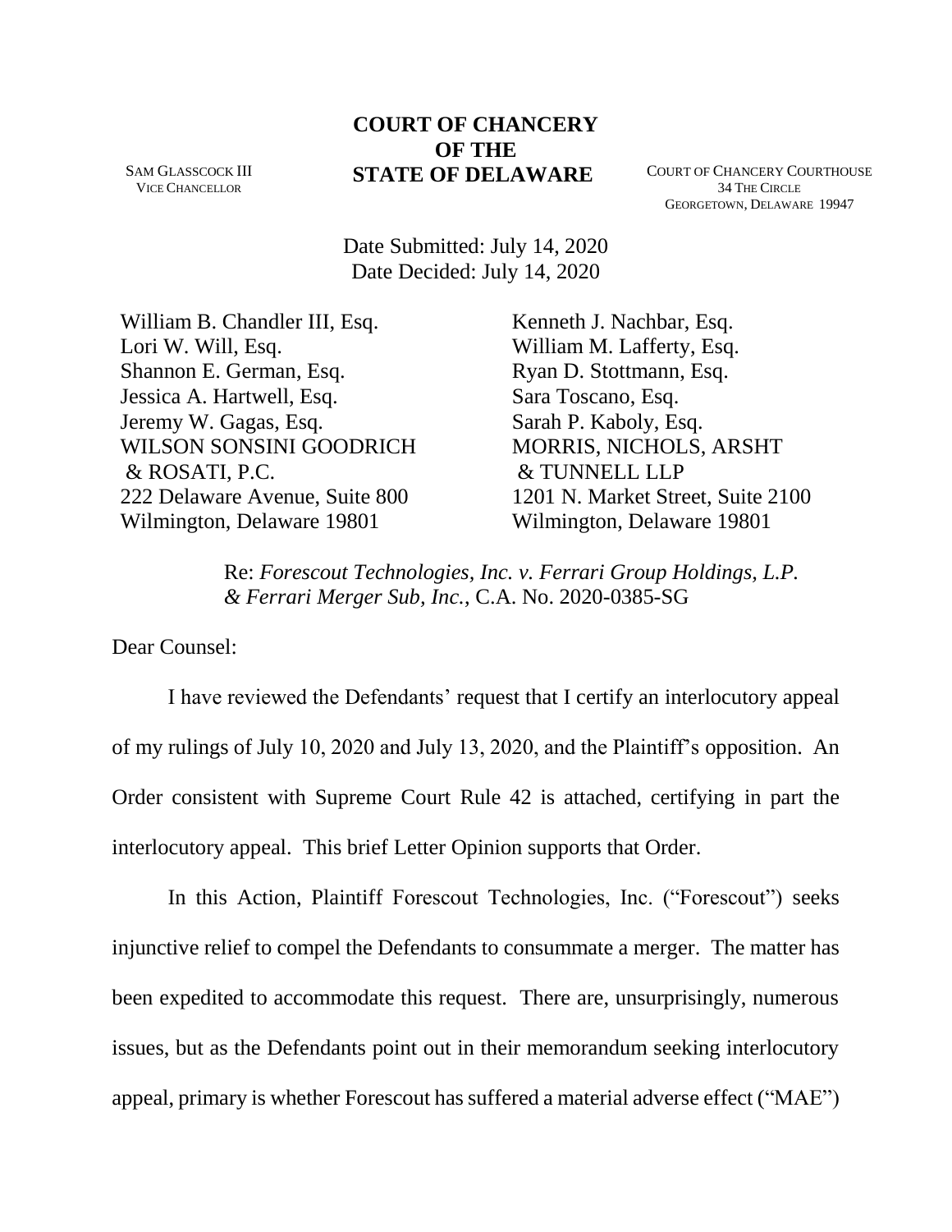# COURT OF CHANCERY
# OF THE
# STATE OF DELAWARE

SAM GLASSCOCK III
VICE CHANCELLOR

COURT OF CHANCERY COURTHOUSE
34 THE CIRCLE
GEORGETOWN, DELAWARE 19947

Date Submitted: July 14, 2020
Date Decided: July 14, 2020

William B. Chandler III, Esq.
Lori W. Will, Esq.
Shannon E. German, Esq.
Jessica A. Hartwell, Esq.
Jeremy W. Gagas, Esq.
WILSON SONSINI GOODRICH & ROSATI, P.C.
222 Delaware Avenue, Suite 800
Wilmington, Delaware 19801

Kenneth J. Nachbar, Esq.
William M. Lafferty, Esq.
Ryan D. Stottmann, Esq.
Sara Toscano, Esq.
Sarah P. Kaboly, Esq.
MORRIS, NICHOLS, ARSHT & TUNNELL LLP
1201 N. Market Street, Suite 2100
Wilmington, Delaware 19801

Re: *Forescout Technologies, Inc. v. Ferrari Group Holdings, L.P. & Ferrari Merger Sub, Inc.*, C.A. No. 2020-0385-SG

Dear Counsel:

I have reviewed the Defendants' request that I certify an interlocutory appeal of my rulings of July 10, 2020 and July 13, 2020, and the Plaintiff's opposition. An Order consistent with Supreme Court Rule 42 is attached, certifying in part the interlocutory appeal. This brief Letter Opinion supports that Order.

In this Action, Plaintiff Forescout Technologies, Inc. ("Forescout") seeks injunctive relief to compel the Defendants to consummate a merger. The matter has been expedited to accommodate this request. There are, unsurprisingly, numerous issues, but as the Defendants point out in their memorandum seeking interlocutory appeal, primary is whether Forescout has suffered a material adverse effect ("MAE")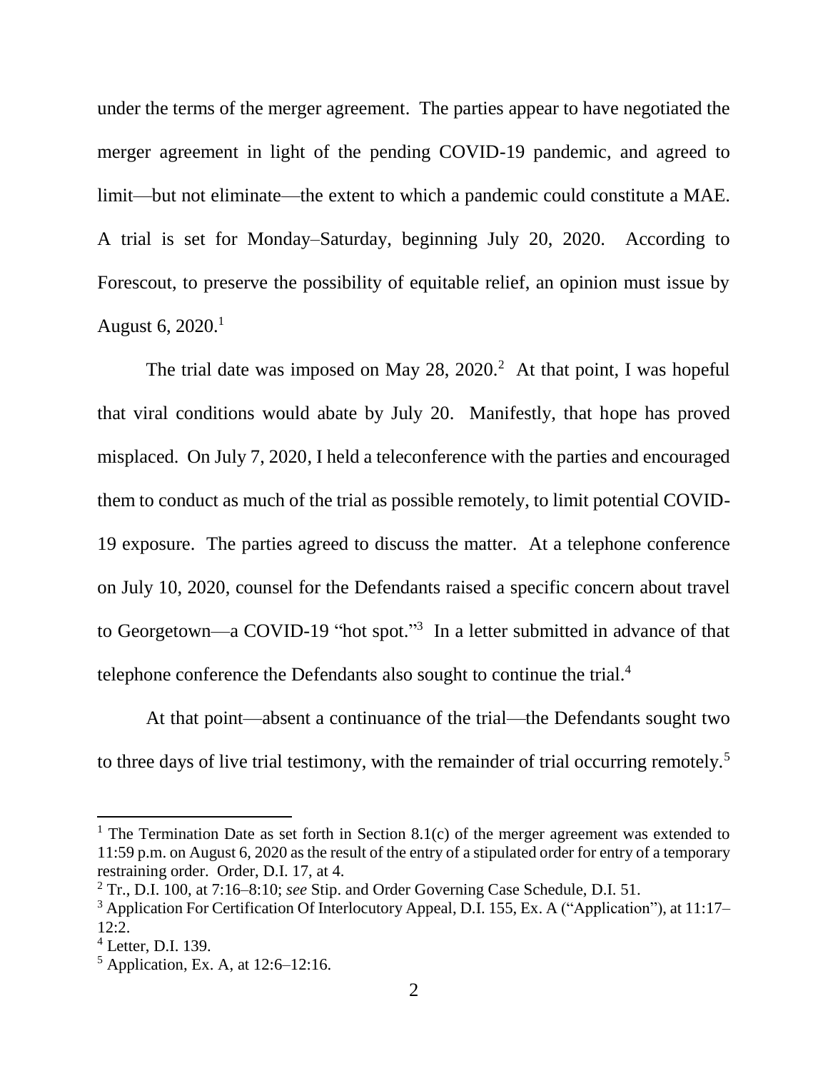under the terms of the merger agreement. The parties appear to have negotiated the merger agreement in light of the pending COVID-19 pandemic, and agreed to limit—but not eliminate—the extent to which a pandemic could constitute a MAE. A trial is set for Monday–Saturday, beginning July 20, 2020. According to Forescout, to preserve the possibility of equitable relief, an opinion must issue by August 6, 2020.[1]

The trial date was imposed on May 28, 2020.[2] At that point, I was hopeful that viral conditions would abate by July 20. Manifestly, that hope has proved misplaced. On July 7, 2020, I held a teleconference with the parties and encouraged them to conduct as much of the trial as possible remotely, to limit potential COVID-19 exposure. The parties agreed to discuss the matter. At a telephone conference on July 10, 2020, counsel for the Defendants raised a specific concern about travel to Georgetown—a COVID-19 "hot spot."[3] In a letter submitted in advance of that telephone conference the Defendants also sought to continue the trial.[4]

At that point—absent a continuance of the trial—the Defendants sought two to three days of live trial testimony, with the remainder of trial occurring remotely.[5]

---

[1] The Termination Date as set forth in Section 8.1(c) of the merger agreement was extended to 11:59 p.m. on August 6, 2020 as the result of the entry of a stipulated order for entry of a temporary restraining order. Order, D.I. 17, at 4.

[2] Tr., D.I. 100, at 7:16–8:10; *see* Stip. and Order Governing Case Schedule, D.I. 51.

[3] Application For Certification Of Interlocutory Appeal, D.I. 155, Ex. A ("Application"), at 11:17–12:2.

[4] Letter, D.I. 139.

[5] Application, Ex. A, at 12:6–12:16.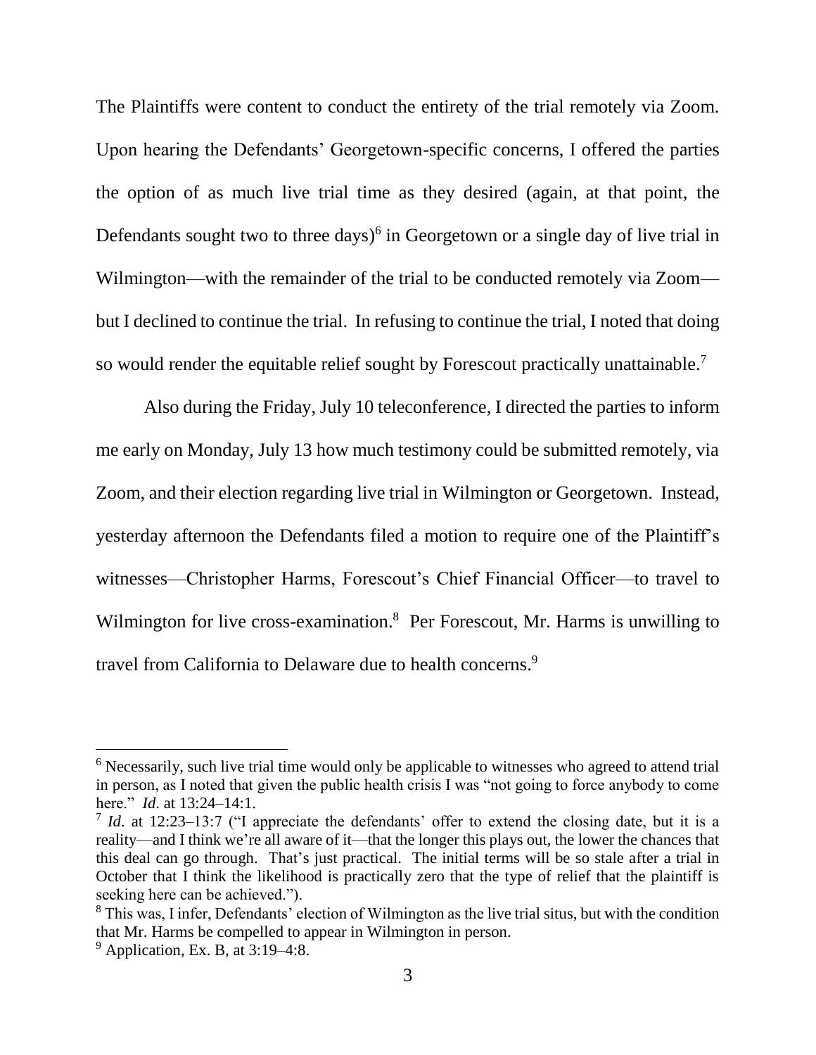The Plaintiffs were content to conduct the entirety of the trial remotely via Zoom. Upon hearing the Defendants' Georgetown-specific concerns, I offered the parties the option of as much live trial time as they desired (again, at that point, the Defendants sought two to three days)[6] in Georgetown or a single day of live trial in Wilmington—with the remainder of the trial to be conducted remotely via Zoom—but I declined to continue the trial. In refusing to continue the trial, I noted that doing so would render the equitable relief sought by Forescout practically unattainable.[7]

Also during the Friday, July 10 teleconference, I directed the parties to inform me early on Monday, July 13 how much testimony could be submitted remotely, via Zoom, and their election regarding live trial in Wilmington or Georgetown. Instead, yesterday afternoon the Defendants filed a motion to require one of the Plaintiff's witnesses—Christopher Harms, Forescout's Chief Financial Officer—to travel to Wilmington for live cross-examination.[8] Per Forescout, Mr. Harms is unwilling to travel from California to Delaware due to health concerns.[9]

---

[6] Necessarily, such live trial time would only be applicable to witnesses who agreed to attend trial in person, as I noted that given the public health crisis I was "not going to force anybody to come here." *Id*. at 13:24–14:1.

[7] *Id*. at 12:23–13:7 ("I appreciate the defendants' offer to extend the closing date, but it is a reality—and I think we're all aware of it—that the longer this plays out, the lower the chances that this deal can go through. That's just practical. The initial terms will be so stale after a trial in October that I think the likelihood is practically zero that the type of relief that the plaintiff is seeking here can be achieved.").

[8] This was, I infer, Defendants' election of Wilmington as the live trial situs, but with the condition that Mr. Harms be compelled to appear in Wilmington in person.

[9] Application, Ex. B, at 3:19–4:8.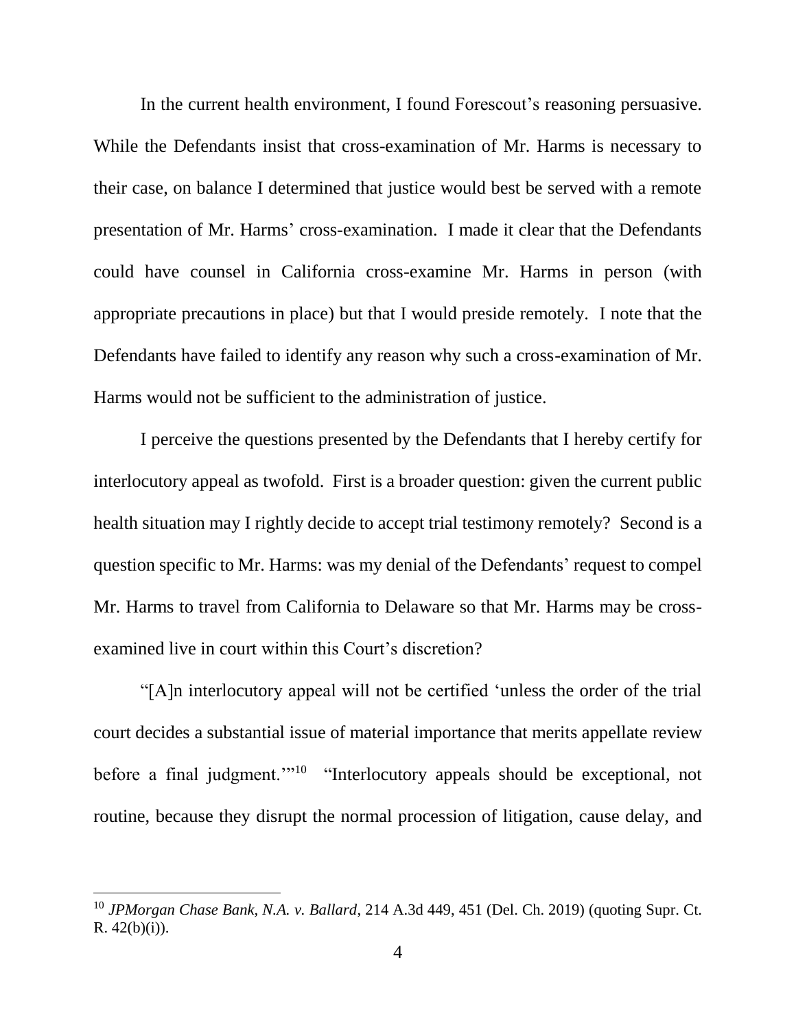In the current health environment, I found Forescout's reasoning persuasive. While the Defendants insist that cross-examination of Mr. Harms is necessary to their case, on balance I determined that justice would best be served with a remote presentation of Mr. Harms' cross-examination. I made it clear that the Defendants could have counsel in California cross-examine Mr. Harms in person (with appropriate precautions in place) but that I would preside remotely. I note that the Defendants have failed to identify any reason why such a cross-examination of Mr. Harms would not be sufficient to the administration of justice.

I perceive the questions presented by the Defendants that I hereby certify for interlocutory appeal as twofold. First is a broader question: given the current public health situation may I rightly decide to accept trial testimony remotely? Second is a question specific to Mr. Harms: was my denial of the Defendants' request to compel Mr. Harms to travel from California to Delaware so that Mr. Harms may be cross-examined live in court within this Court's discretion?

"[A]n interlocutory appeal will not be certified 'unless the order of the trial court decides a substantial issue of material importance that merits appellate review before a final judgment.'"[10] "Interlocutory appeals should be exceptional, not routine, because they disrupt the normal procession of litigation, cause delay, and

[10] *JPMorgan Chase Bank, N.A. v. Ballard*, 214 A.3d 449, 451 (Del. Ch. 2019) (quoting Supr. Ct. R. 42(b)(i)).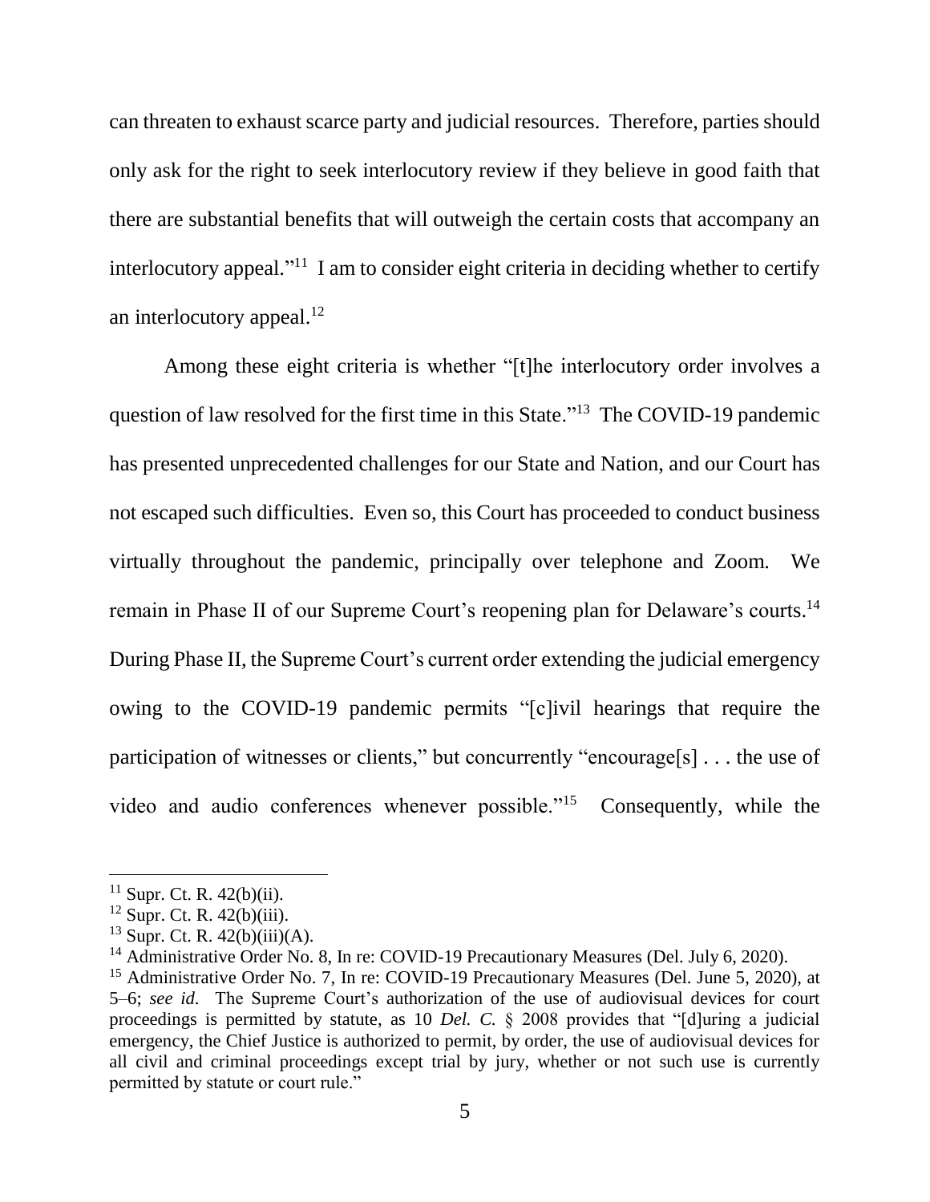can threaten to exhaust scarce party and judicial resources. Therefore, parties should only ask for the right to seek interlocutory review if they believe in good faith that there are substantial benefits that will outweigh the certain costs that accompany an interlocutory appeal."[11] I am to consider eight criteria in deciding whether to certify an interlocutory appeal.[12]

Among these eight criteria is whether "[t]he interlocutory order involves a question of law resolved for the first time in this State."[13] The COVID-19 pandemic has presented unprecedented challenges for our State and Nation, and our Court has not escaped such difficulties. Even so, this Court has proceeded to conduct business virtually throughout the pandemic, principally over telephone and Zoom. We remain in Phase II of our Supreme Court's reopening plan for Delaware's courts.[14] During Phase II, the Supreme Court's current order extending the judicial emergency owing to the COVID-19 pandemic permits "[c]ivil hearings that require the participation of witnesses or clients," but concurrently "encourage[s] . . . the use of video and audio conferences whenever possible."[15] Consequently, while the

---

[11] Supr. Ct. R. 42(b)(ii).

[12] Supr. Ct. R. 42(b)(iii).

[13] Supr. Ct. R. 42(b)(iii)(A).

[14] Administrative Order No. 8, In re: COVID-19 Precautionary Measures (Del. July 6, 2020).

[15] Administrative Order No. 7, In re: COVID-19 Precautionary Measures (Del. June 5, 2020), at 5–6; *see id*. The Supreme Court's authorization of the use of audiovisual devices for court proceedings is permitted by statute, as 10 *Del. C.* § 2008 provides that "[d]uring a judicial emergency, the Chief Justice is authorized to permit, by order, the use of audiovisual devices for all civil and criminal proceedings except trial by jury, whether or not such use is currently permitted by statute or court rule."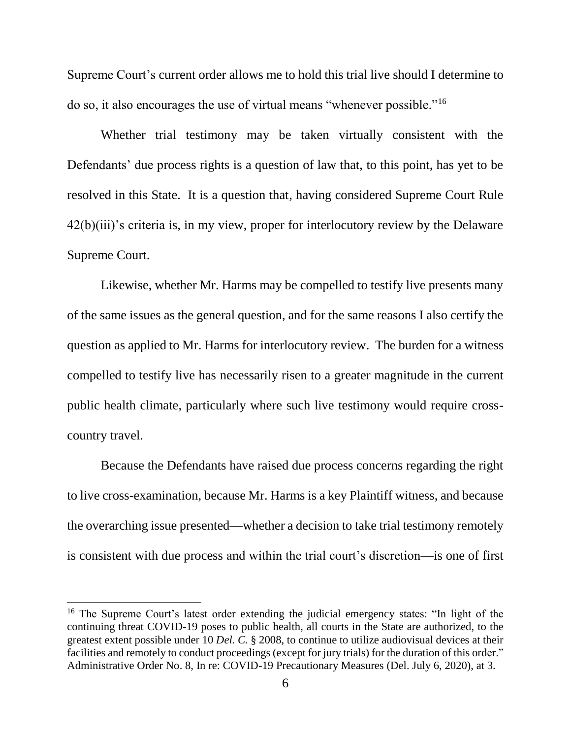Supreme Court's current order allows me to hold this trial live should I determine to do so, it also encourages the use of virtual means "whenever possible."[16]

Whether trial testimony may be taken virtually consistent with the Defendants' due process rights is a question of law that, to this point, has yet to be resolved in this State. It is a question that, having considered Supreme Court Rule 42(b)(iii)'s criteria is, in my view, proper for interlocutory review by the Delaware Supreme Court.

Likewise, whether Mr. Harms may be compelled to testify live presents many of the same issues as the general question, and for the same reasons I also certify the question as applied to Mr. Harms for interlocutory review. The burden for a witness compelled to testify live has necessarily risen to a greater magnitude in the current public health climate, particularly where such live testimony would require cross-country travel.

Because the Defendants have raised due process concerns regarding the right to live cross-examination, because Mr. Harms is a key Plaintiff witness, and because the overarching issue presented—whether a decision to take trial testimony remotely is consistent with due process and within the trial court's discretion—is one of first

---

[16] The Supreme Court's latest order extending the judicial emergency states: "In light of the continuing threat COVID-19 poses to public health, all courts in the State are authorized, to the greatest extent possible under 10 *Del. C.* § 2008, to continue to utilize audiovisual devices at their facilities and remotely to conduct proceedings (except for jury trials) for the duration of this order." Administrative Order No. 8, In re: COVID-19 Precautionary Measures (Del. July 6, 2020), at 3.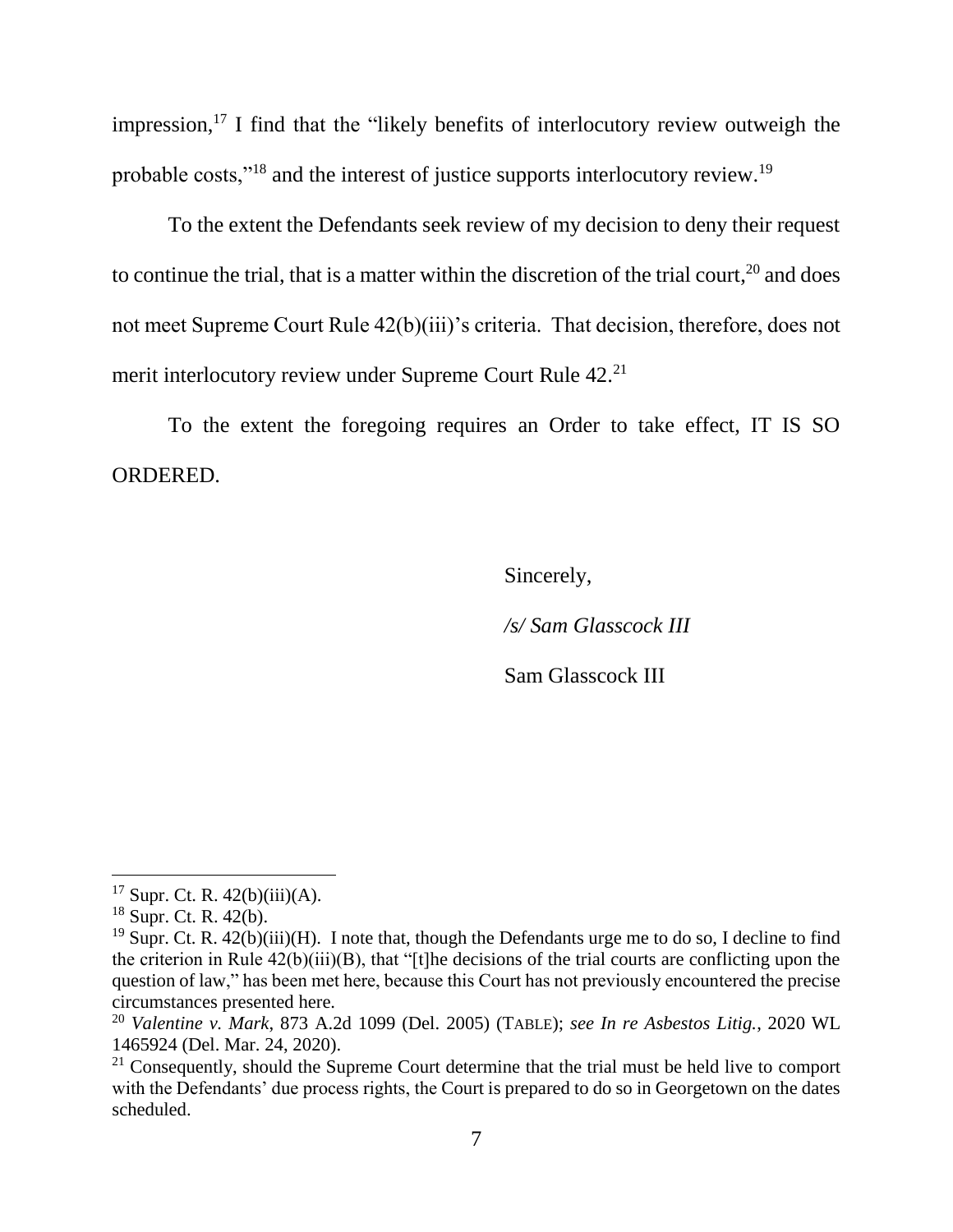impression,[17] I find that the "likely benefits of interlocutory review outweigh the probable costs,"[18] and the interest of justice supports interlocutory review.[19]

To the extent the Defendants seek review of my decision to deny their request to continue the trial, that is a matter within the discretion of the trial court,[20] and does not meet Supreme Court Rule 42(b)(iii)'s criteria. That decision, therefore, does not merit interlocutory review under Supreme Court Rule 42.[21]

To the extent the foregoing requires an Order to take effect, IT IS SO ORDERED.

Sincerely,

*/s/ Sam Glasscock III*

Sam Glasscock III

---

[17] Supr. Ct. R. 42(b)(iii)(A).

[18] Supr. Ct. R. 42(b).

[19] Supr. Ct. R. 42(b)(iii)(H). I note that, though the Defendants urge me to do so, I decline to find the criterion in Rule 42(b)(iii)(B), that "[t]he decisions of the trial courts are conflicting upon the question of law," has been met here, because this Court has not previously encountered the precise circumstances presented here.

[20] *Valentine v. Mark*, 873 A.2d 1099 (Del. 2005) (TABLE); *see In re Asbestos Litig.*, 2020 WL 1465924 (Del. Mar. 24, 2020).

[21] Consequently, should the Supreme Court determine that the trial must be held live to comport with the Defendants' due process rights, the Court is prepared to do so in Georgetown on the dates scheduled.